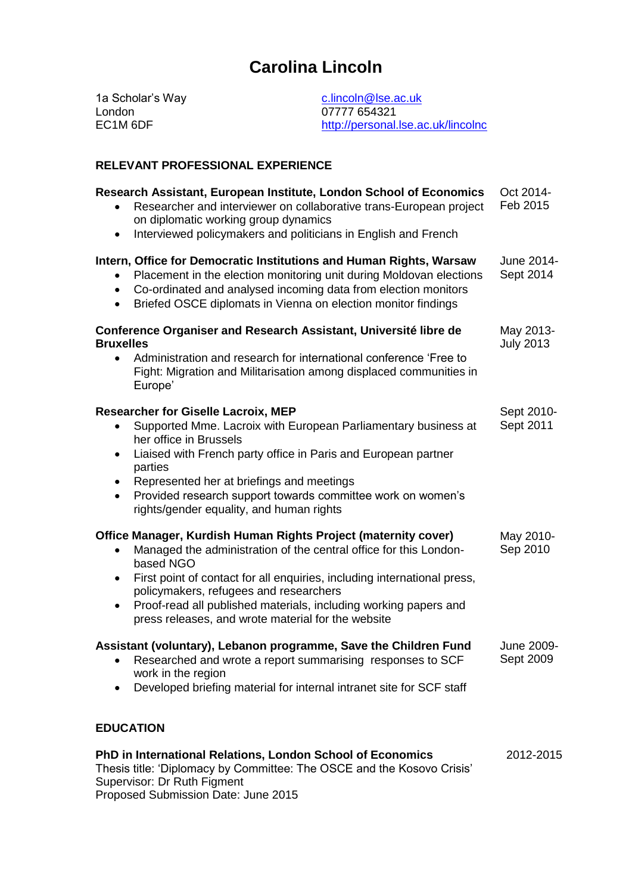# Carolina Lincoln

1a Scholar's Way
London
EC1M 6DF

c.lincoln@lse.ac.uk
07777 654321
http://personal.lse.ac.uk/lincolnc

## RELEVANT PROFESSIONAL EXPERIENCE

**Research Assistant, European Institute, London School of Economics** — Oct 2014-Feb 2015

- Researcher and interviewer on collaborative trans-European project on diplomatic working group dynamics
- Interviewed policymakers and politicians in English and French

**Intern, Office for Democratic Institutions and Human Rights, Warsaw** — June 2014-Sept 2014

- Placement in the election monitoring unit during Moldovan elections
- Co-ordinated and analysed incoming data from election monitors
- Briefed OSCE diplomats in Vienna on election monitor findings

**Conference Organiser and Research Assistant, Université libre de Bruxelles** — May 2013-July 2013

- Administration and research for international conference 'Free to Fight: Migration and Militarisation among displaced communities in Europe'

**Researcher for Giselle Lacroix, MEP** — Sept 2010-Sept 2011

- Supported Mme. Lacroix with European Parliamentary business at her office in Brussels
- Liaised with French party office in Paris and European partner parties
- Represented her at briefings and meetings
- Provided research support towards committee work on women's rights/gender equality, and human rights

**Office Manager, Kurdish Human Rights Project (maternity cover)** — May 2010-Sep 2010

- Managed the administration of the central office for this London-based NGO
- First point of contact for all enquiries, including international press, policymakers, refugees and researchers
- Proof-read all published materials, including working papers and press releases, and wrote material for the website

**Assistant (voluntary), Lebanon programme, Save the Children Fund** — June 2009-Sept 2009

- Researched and wrote a report summarising responses to SCF work in the region
- Developed briefing material for internal intranet site for SCF staff

## EDUCATION

**PhD in International Relations, London School of Economics** — 2012-2015

Thesis title: 'Diplomacy by Committee: The OSCE and the Kosovo Crisis'
Supervisor: Dr Ruth Figment
Proposed Submission Date: June 2015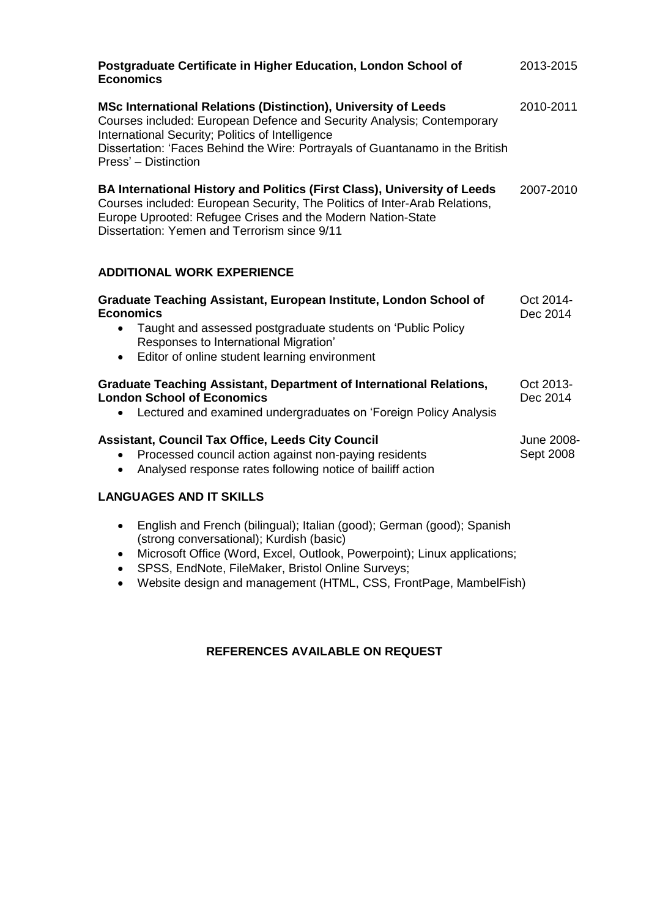**Postgraduate Certificate in Higher Education, London School of Economics** 2013-2015

**MSc International Relations (Distinction), University of Leeds** 2010-2011
Courses included: European Defence and Security Analysis; Contemporary International Security; Politics of Intelligence
Dissertation: 'Faces Behind the Wire: Portrayals of Guantanamo in the British Press' – Distinction

**BA International History and Politics (First Class), University of Leeds** 2007-2010
Courses included: European Security, The Politics of Inter-Arab Relations, Europe Uprooted: Refugee Crises and the Modern Nation-State
Dissertation: Yemen and Terrorism since 9/11

## ADDITIONAL WORK EXPERIENCE

**Graduate Teaching Assistant, European Institute, London School of Economics** Oct 2014-Dec 2014

- Taught and assessed postgraduate students on 'Public Policy Responses to International Migration'
- Editor of online student learning environment

**Graduate Teaching Assistant, Department of International Relations, London School of Economics** Oct 2013-Dec 2014

- Lectured and examined undergraduates on 'Foreign Policy Analysis

**Assistant, Council Tax Office, Leeds City Council** June 2008-Sept 2008

- Processed council action against non-paying residents
- Analysed response rates following notice of bailiff action

## LANGUAGES AND IT SKILLS

- English and French (bilingual); Italian (good); German (good); Spanish (strong conversational); Kurdish (basic)
- Microsoft Office (Word, Excel, Outlook, Powerpoint); Linux applications;
- SPSS, EndNote, FileMaker, Bristol Online Surveys;
- Website design and management (HTML, CSS, FrontPage, MambelFish)

**REFERENCES AVAILABLE ON REQUEST**